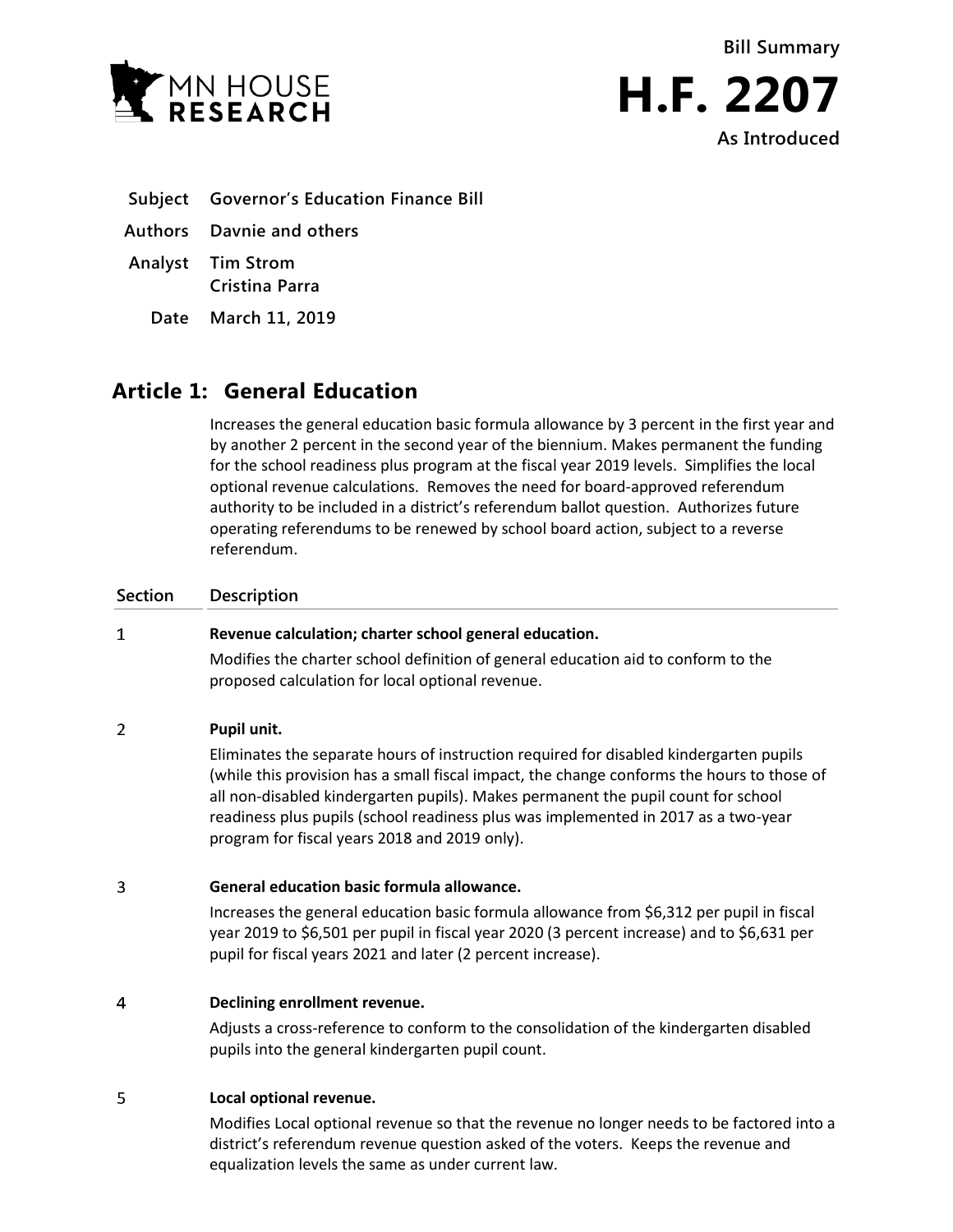MN HOUSE RESEARCH

**Bill Summary**

# H.F. 2207

**As Introduced**

| | |
|---|---|
| **Subject** | **Governor's Education Finance Bill** |
| **Authors** | **Davnie and others** |
| **Analyst** | **Tim Strom**<br>**Cristina Parra** |
| **Date** | **March 11, 2019** |

## Article 1: General Education

Increases the general education basic formula allowance by 3 percent in the first year and by another 2 percent in the second year of the biennium. Makes permanent the funding for the school readiness plus program at the fiscal year 2019 levels. Simplifies the local optional revenue calculations. Removes the need for board-approved referendum authority to be included in a district's referendum ballot question. Authorizes future operating referendums to be renewed by school board action, subject to a reverse referendum.

| Section | Description |
|---|---|
| 1 | **Revenue calculation; charter school general education.**<br>Modifies the charter school definition of general education aid to conform to the proposed calculation for local optional revenue. |
| 2 | **Pupil unit.**<br>Eliminates the separate hours of instruction required for disabled kindergarten pupils (while this provision has a small fiscal impact, the change conforms the hours to those of all non-disabled kindergarten pupils). Makes permanent the pupil count for school readiness plus pupils (school readiness plus was implemented in 2017 as a two-year program for fiscal years 2018 and 2019 only). |
| 3 | **General education basic formula allowance.**<br>Increases the general education basic formula allowance from $6,312 per pupil in fiscal year 2019 to $6,501 per pupil in fiscal year 2020 (3 percent increase) and to $6,631 per pupil for fiscal years 2021 and later (2 percent increase). |
| 4 | **Declining enrollment revenue.**<br>Adjusts a cross-reference to conform to the consolidation of the kindergarten disabled pupils into the general kindergarten pupil count. |
| 5 | **Local optional revenue.**<br>Modifies Local optional revenue so that the revenue no longer needs to be factored into a district's referendum revenue question asked of the voters. Keeps the revenue and equalization levels the same as under current law. |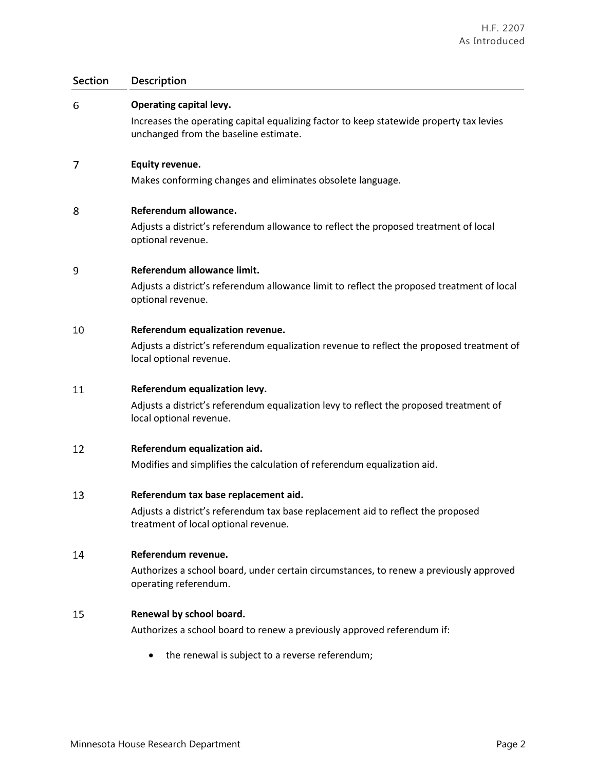| Section | Description |
| --- | --- |
| 6 | **Operating capital levy.**<br>Increases the operating capital equalizing factor to keep statewide property tax levies unchanged from the baseline estimate. |
| 7 | **Equity revenue.**<br>Makes conforming changes and eliminates obsolete language. |
| 8 | **Referendum allowance.**<br>Adjusts a district's referendum allowance to reflect the proposed treatment of local optional revenue. |
| 9 | **Referendum allowance limit.**<br>Adjusts a district's referendum allowance limit to reflect the proposed treatment of local optional revenue. |
| 10 | **Referendum equalization revenue.**<br>Adjusts a district's referendum equalization revenue to reflect the proposed treatment of local optional revenue. |
| 11 | **Referendum equalization levy.**<br>Adjusts a district's referendum equalization levy to reflect the proposed treatment of local optional revenue. |
| 12 | **Referendum equalization aid.**<br>Modifies and simplifies the calculation of referendum equalization aid. |
| 13 | **Referendum tax base replacement aid.**<br>Adjusts a district's referendum tax base replacement aid to reflect the proposed treatment of local optional revenue. |
| 14 | **Referendum revenue.**<br>Authorizes a school board, under certain circumstances, to renew a previously approved operating referendum. |
| 15 | **Renewal by school board.**<br>Authorizes a school board to renew a previously approved referendum if:<br>• the renewal is subject to a reverse referendum; |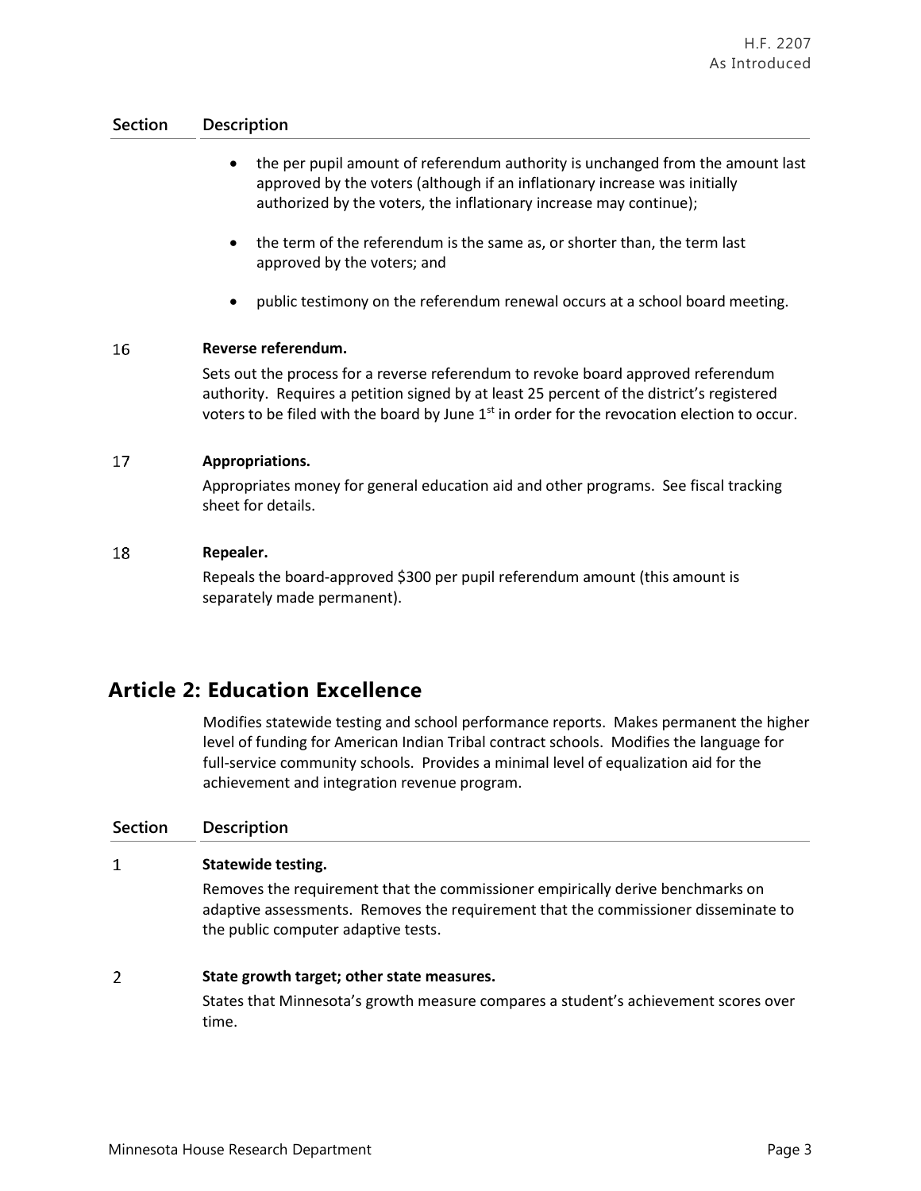| Section | Description |
|---|---|
| | • the per pupil amount of referendum authority is unchanged from the amount last approved by the voters (although if an inflationary increase was initially authorized by the voters, the inflationary increase may continue);<br><br>• the term of the referendum is the same as, or shorter than, the term last approved by the voters; and<br><br>• public testimony on the referendum renewal occurs at a school board meeting. |
| 16 | **Reverse referendum.**<br><br>Sets out the process for a reverse referendum to revoke board approved referendum authority. Requires a petition signed by at least 25 percent of the district's registered voters to be filed with the board by June 1st in order for the revocation election to occur. |
| 17 | **Appropriations.**<br><br>Appropriates money for general education aid and other programs. See fiscal tracking sheet for details. |
| 18 | **Repealer.**<br><br>Repeals the board-approved $300 per pupil referendum amount (this amount is separately made permanent). |

## Article 2: Education Excellence

Modifies statewide testing and school performance reports. Makes permanent the higher level of funding for American Indian Tribal contract schools. Modifies the language for full-service community schools. Provides a minimal level of equalization aid for the achievement and integration revenue program.

| Section | Description |
|---|---|
| 1 | **Statewide testing.**<br><br>Removes the requirement that the commissioner empirically derive benchmarks on adaptive assessments. Removes the requirement that the commissioner disseminate to the public computer adaptive tests. |
| 2 | **State growth target; other state measures.**<br><br>States that Minnesota's growth measure compares a student's achievement scores over time. |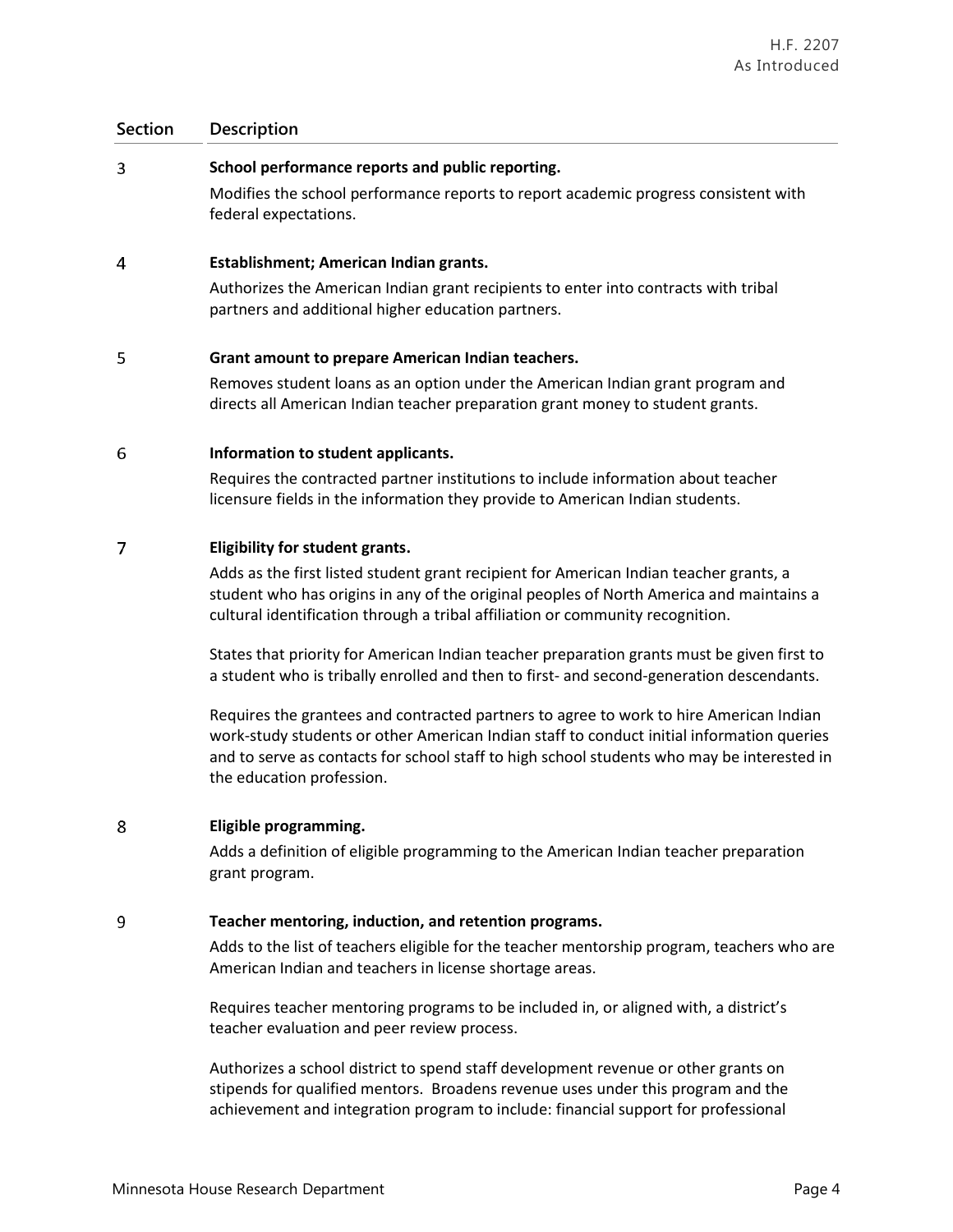| Section | Description |
|---|---|
| 3 | **School performance reports and public reporting.**<br>Modifies the school performance reports to report academic progress consistent with federal expectations. |
| 4 | **Establishment; American Indian grants.**<br>Authorizes the American Indian grant recipients to enter into contracts with tribal partners and additional higher education partners. |
| 5 | **Grant amount to prepare American Indian teachers.**<br>Removes student loans as an option under the American Indian grant program and directs all American Indian teacher preparation grant money to student grants. |
| 6 | **Information to student applicants.**<br>Requires the contracted partner institutions to include information about teacher licensure fields in the information they provide to American Indian students. |
| 7 | **Eligibility for student grants.**<br>Adds as the first listed student grant recipient for American Indian teacher grants, a student who has origins in any of the original peoples of North America and maintains a cultural identification through a tribal affiliation or community recognition.<br><br>States that priority for American Indian teacher preparation grants must be given first to a student who is tribally enrolled and then to first- and second-generation descendants.<br><br>Requires the grantees and contracted partners to agree to work to hire American Indian work-study students or other American Indian staff to conduct initial information queries and to serve as contacts for school staff to high school students who may be interested in the education profession. |
| 8 | **Eligible programming.**<br>Adds a definition of eligible programming to the American Indian teacher preparation grant program. |
| 9 | **Teacher mentoring, induction, and retention programs.**<br>Adds to the list of teachers eligible for the teacher mentorship program, teachers who are American Indian and teachers in license shortage areas.<br><br>Requires teacher mentoring programs to be included in, or aligned with, a district's teacher evaluation and peer review process.<br><br>Authorizes a school district to spend staff development revenue or other grants on stipends for qualified mentors. Broadens revenue uses under this program and the achievement and integration program to include: financial support for professional |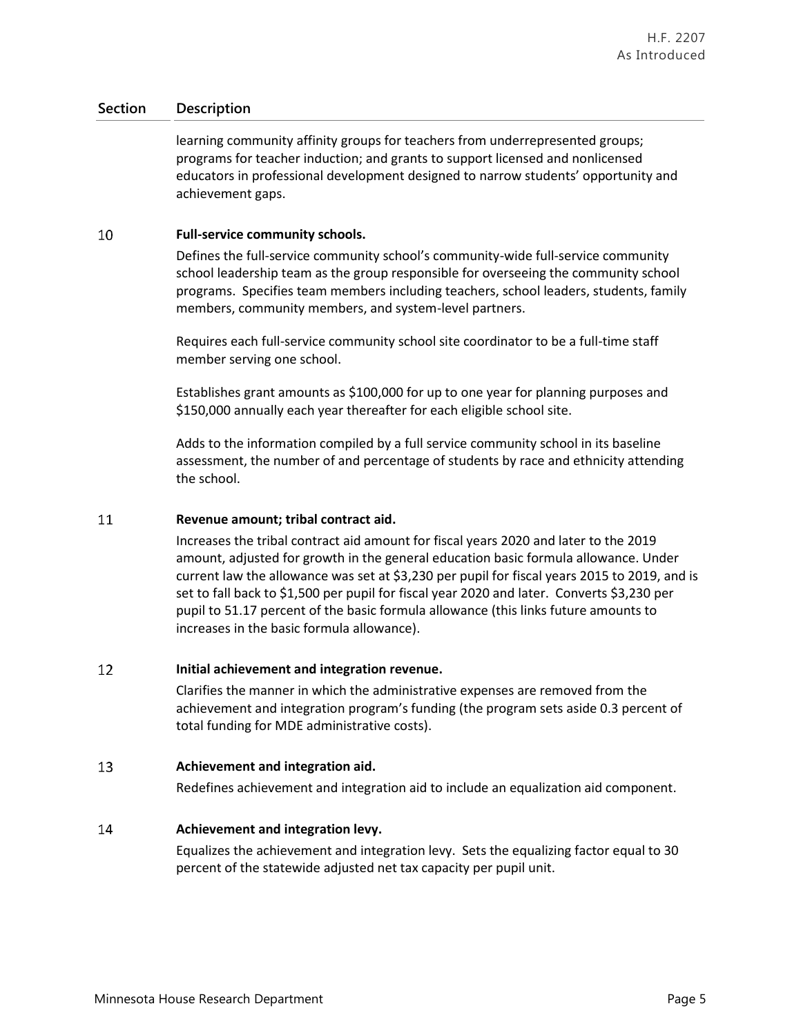| Section | Description |
|---|---|
| | learning community affinity groups for teachers from underrepresented groups; programs for teacher induction; and grants to support licensed and nonlicensed educators in professional development designed to narrow students' opportunity and achievement gaps. |
| 10 | **Full-service community schools.**<br><br>Defines the full-service community school's community-wide full-service community school leadership team as the group responsible for overseeing the community school programs. Specifies team members including teachers, school leaders, students, family members, community members, and system-level partners.<br><br>Requires each full-service community school site coordinator to be a full-time staff member serving one school.<br><br>Establishes grant amounts as $100,000 for up to one year for planning purposes and $150,000 annually each year thereafter for each eligible school site.<br><br>Adds to the information compiled by a full service community school in its baseline assessment, the number of and percentage of students by race and ethnicity attending the school. |
| 11 | **Revenue amount; tribal contract aid.**<br><br>Increases the tribal contract aid amount for fiscal years 2020 and later to the 2019 amount, adjusted for growth in the general education basic formula allowance. Under current law the allowance was set at $3,230 per pupil for fiscal years 2015 to 2019, and is set to fall back to $1,500 per pupil for fiscal year 2020 and later. Converts $3,230 per pupil to 51.17 percent of the basic formula allowance (this links future amounts to increases in the basic formula allowance). |
| 12 | **Initial achievement and integration revenue.**<br><br>Clarifies the manner in which the administrative expenses are removed from the achievement and integration program's funding (the program sets aside 0.3 percent of total funding for MDE administrative costs). |
| 13 | **Achievement and integration aid.**<br><br>Redefines achievement and integration aid to include an equalization aid component. |
| 14 | **Achievement and integration levy.**<br><br>Equalizes the achievement and integration levy. Sets the equalizing factor equal to 30 percent of the statewide adjusted net tax capacity per pupil unit. |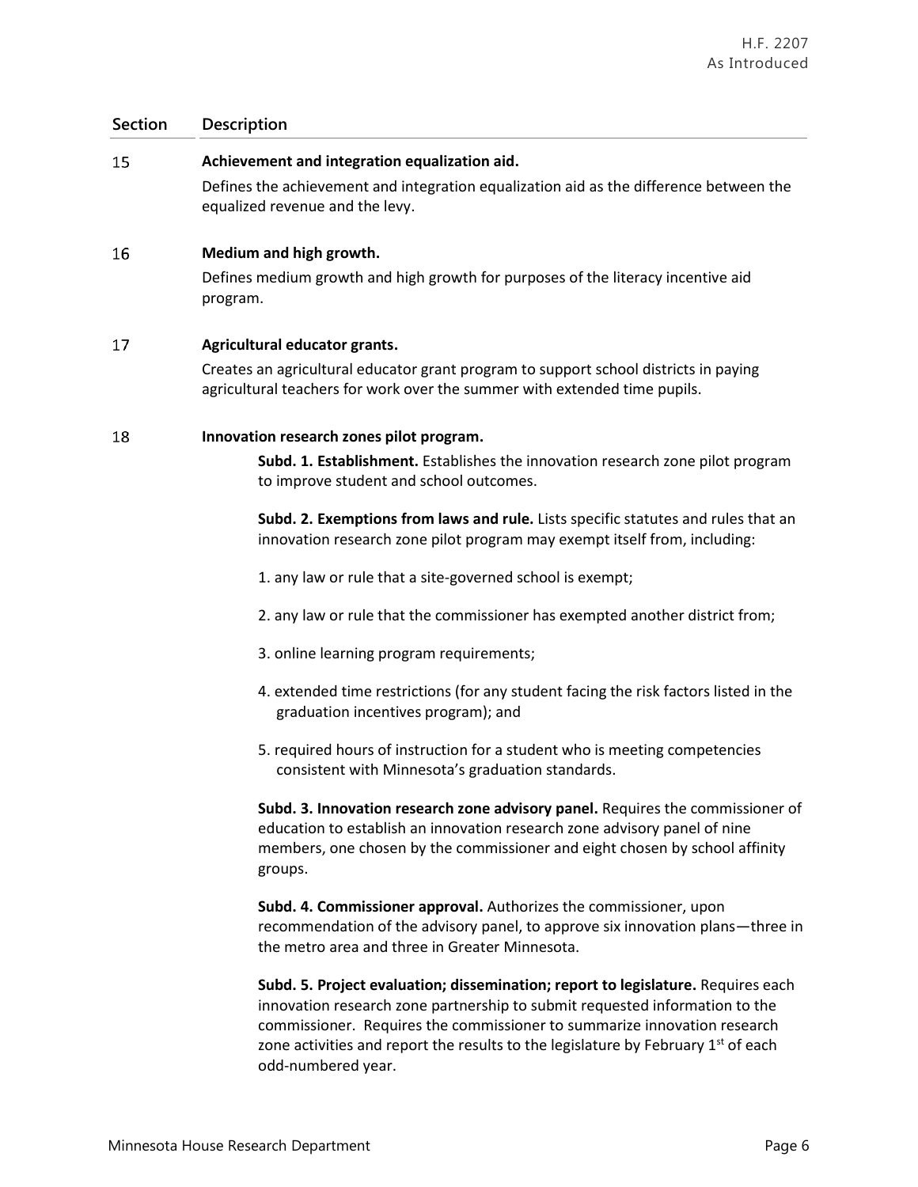| Section | Description |
|---|---|
| 15 | **Achievement and integration equalization aid.**<br>Defines the achievement and integration equalization aid as the difference between the equalized revenue and the levy. |
| 16 | **Medium and high growth.**<br>Defines medium growth and high growth for purposes of the literacy incentive aid program. |
| 17 | **Agricultural educator grants.**<br>Creates an agricultural educator grant program to support school districts in paying agricultural teachers for work over the summer with extended time pupils. |
| 18 | **Innovation research zones pilot program.**<br>**Subd. 1. Establishment.** Establishes the innovation research zone pilot program to improve student and school outcomes.<br>**Subd. 2. Exemptions from laws and rule.** Lists specific statutes and rules that an innovation research zone pilot program may exempt itself from, including:<br>1. any law or rule that a site-governed school is exempt;<br>2. any law or rule that the commissioner has exempted another district from;<br>3. online learning program requirements;<br>4. extended time restrictions (for any student facing the risk factors listed in the graduation incentives program); and<br>5. required hours of instruction for a student who is meeting competencies consistent with Minnesota's graduation standards.<br>**Subd. 3. Innovation research zone advisory panel.** Requires the commissioner of education to establish an innovation research zone advisory panel of nine members, one chosen by the commissioner and eight chosen by school affinity groups.<br>**Subd. 4. Commissioner approval.** Authorizes the commissioner, upon recommendation of the advisory panel, to approve six innovation plans—three in the metro area and three in Greater Minnesota.<br>**Subd. 5. Project evaluation; dissemination; report to legislature.** Requires each innovation research zone partnership to submit requested information to the commissioner. Requires the commissioner to summarize innovation research zone activities and report the results to the legislature by February 1st of each odd-numbered year. |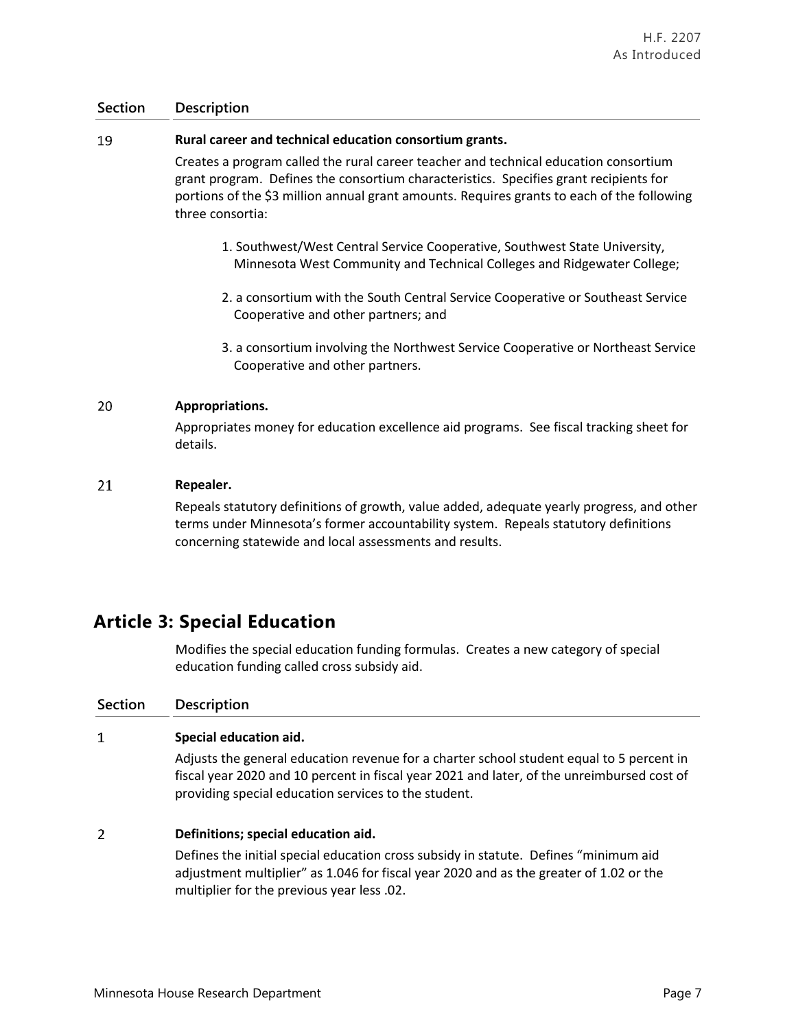| Section | Description |
|---|---|
| 19 | **Rural career and technical education consortium grants.**<br>Creates a program called the rural career teacher and technical education consortium grant program. Defines the consortium characteristics. Specifies grant recipients for portions of the $3 million annual grant amounts. Requires grants to each of the following three consortia:<br>1. Southwest/West Central Service Cooperative, Southwest State University, Minnesota West Community and Technical Colleges and Ridgewater College;<br>2. a consortium with the South Central Service Cooperative or Southeast Service Cooperative and other partners; and<br>3. a consortium involving the Northwest Service Cooperative or Northeast Service Cooperative and other partners. |
| 20 | **Appropriations.**<br>Appropriates money for education excellence aid programs. See fiscal tracking sheet for details. |
| 21 | **Repealer.**<br>Repeals statutory definitions of growth, value added, adequate yearly progress, and other terms under Minnesota's former accountability system. Repeals statutory definitions concerning statewide and local assessments and results. |

## Article 3: Special Education

Modifies the special education funding formulas. Creates a new category of special education funding called cross subsidy aid.

| Section | Description |
|---|---|
| 1 | **Special education aid.**<br>Adjusts the general education revenue for a charter school student equal to 5 percent in fiscal year 2020 and 10 percent in fiscal year 2021 and later, of the unreimbursed cost of providing special education services to the student. |
| 2 | **Definitions; special education aid.**<br>Defines the initial special education cross subsidy in statute. Defines "minimum aid adjustment multiplier" as 1.046 for fiscal year 2020 and as the greater of 1.02 or the multiplier for the previous year less .02. |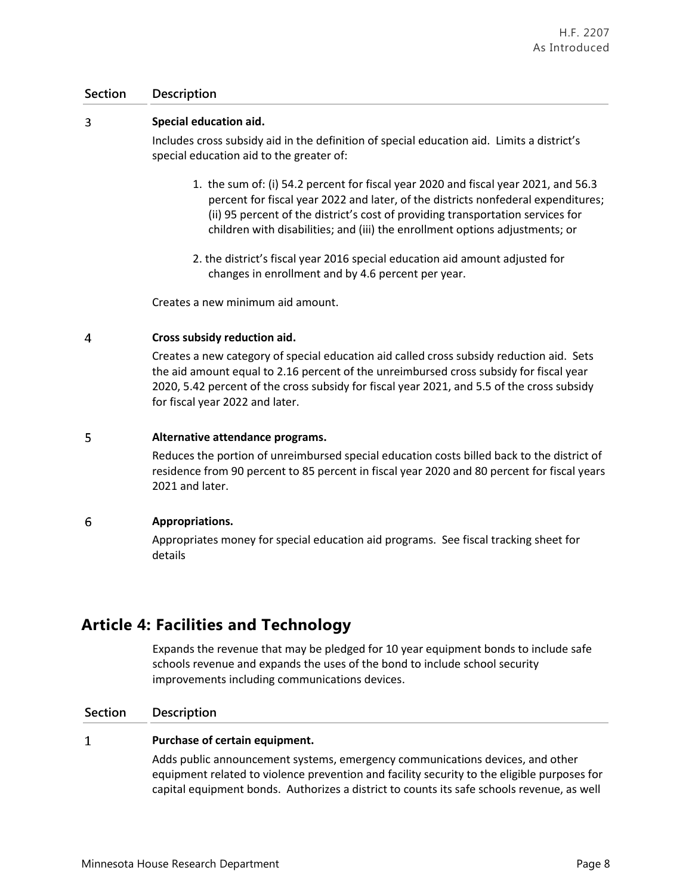| Section | Description |
|---|---|
| 3 | **Special education aid.**<br>Includes cross subsidy aid in the definition of special education aid. Limits a district's special education aid to the greater of:<br>1. the sum of: (i) 54.2 percent for fiscal year 2020 and fiscal year 2021, and 56.3 percent for fiscal year 2022 and later, of the districts nonfederal expenditures; (ii) 95 percent of the district's cost of providing transportation services for children with disabilities; and (iii) the enrollment options adjustments; or<br>2. the district's fiscal year 2016 special education aid amount adjusted for changes in enrollment and by 4.6 percent per year.<br>Creates a new minimum aid amount. |
| 4 | **Cross subsidy reduction aid.**<br>Creates a new category of special education aid called cross subsidy reduction aid. Sets the aid amount equal to 2.16 percent of the unreimbursed cross subsidy for fiscal year 2020, 5.42 percent of the cross subsidy for fiscal year 2021, and 5.5 of the cross subsidy for fiscal year 2022 and later. |
| 5 | **Alternative attendance programs.**<br>Reduces the portion of unreimbursed special education costs billed back to the district of residence from 90 percent to 85 percent in fiscal year 2020 and 80 percent for fiscal years 2021 and later. |
| 6 | **Appropriations.**<br>Appropriates money for special education aid programs. See fiscal tracking sheet for details |

## Article 4: Facilities and Technology

Expands the revenue that may be pledged for 10 year equipment bonds to include safe schools revenue and expands the uses of the bond to include school security improvements including communications devices.

| Section | Description |
|---|---|
| 1 | **Purchase of certain equipment.**<br>Adds public announcement systems, emergency communications devices, and other equipment related to violence prevention and facility security to the eligible purposes for capital equipment bonds. Authorizes a district to counts its safe schools revenue, as well |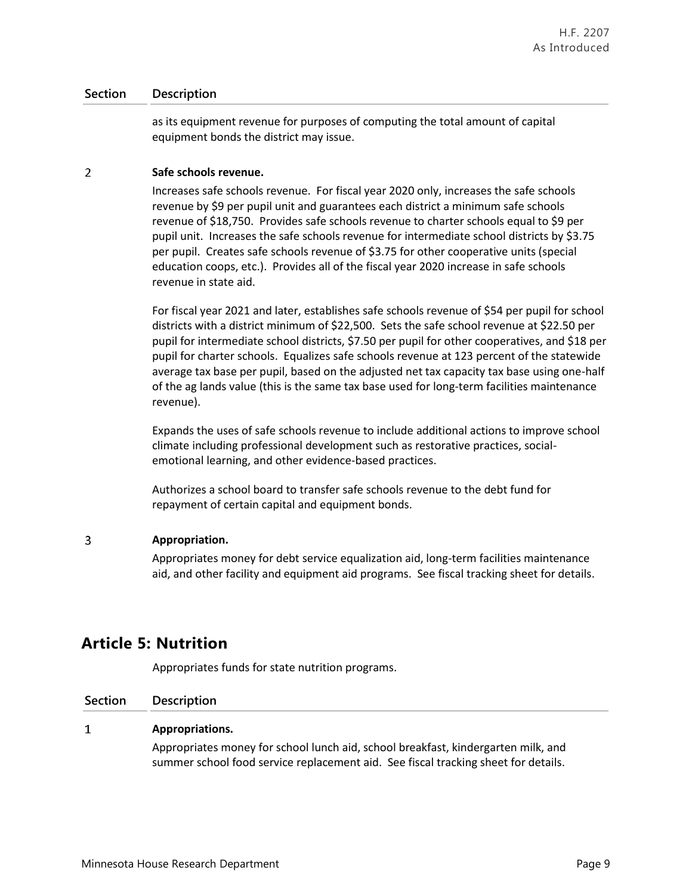| Section | Description |
|---|---|
| | as its equipment revenue for purposes of computing the total amount of capital equipment bonds the district may issue. |
| 2 | **Safe schools revenue.**<br><br>Increases safe schools revenue. For fiscal year 2020 only, increases the safe schools revenue by $9 per pupil unit and guarantees each district a minimum safe schools revenue of $18,750. Provides safe schools revenue to charter schools equal to $9 per pupil unit. Increases the safe schools revenue for intermediate school districts by $3.75 per pupil. Creates safe schools revenue of $3.75 for other cooperative units (special education coops, etc.). Provides all of the fiscal year 2020 increase in safe schools revenue in state aid.<br><br>For fiscal year 2021 and later, establishes safe schools revenue of $54 per pupil for school districts with a district minimum of $22,500. Sets the safe school revenue at $22.50 per pupil for intermediate school districts, $7.50 per pupil for other cooperatives, and $18 per pupil for charter schools. Equalizes safe schools revenue at 123 percent of the statewide average tax base per pupil, based on the adjusted net tax capacity tax base using one-half of the ag lands value (this is the same tax base used for long-term facilities maintenance revenue).<br><br>Expands the uses of safe schools revenue to include additional actions to improve school climate including professional development such as restorative practices, social-emotional learning, and other evidence-based practices.<br><br>Authorizes a school board to transfer safe schools revenue to the debt fund for repayment of certain capital and equipment bonds. |
| 3 | **Appropriation.**<br><br>Appropriates money for debt service equalization aid, long-term facilities maintenance aid, and other facility and equipment aid programs. See fiscal tracking sheet for details. |

## Article 5: Nutrition

Appropriates funds for state nutrition programs.

| Section | Description |
|---|---|
| 1 | **Appropriations.**<br><br>Appropriates money for school lunch aid, school breakfast, kindergarten milk, and summer school food service replacement aid. See fiscal tracking sheet for details. |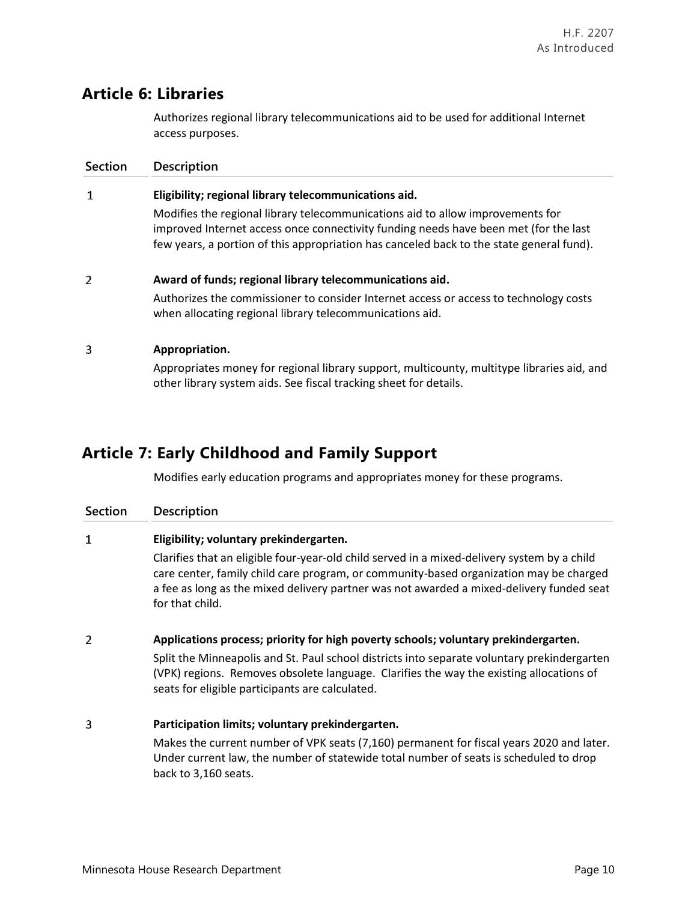## Article 6: Libraries

Authorizes regional library telecommunications aid to be used for additional Internet access purposes.

| Section | Description |
|---|---|
| 1 | **Eligibility; regional library telecommunications aid.** Modifies the regional library telecommunications aid to allow improvements for improved Internet access once connectivity funding needs have been met (for the last few years, a portion of this appropriation has canceled back to the state general fund). |
| 2 | **Award of funds; regional library telecommunications aid.** Authorizes the commissioner to consider Internet access or access to technology costs when allocating regional library telecommunications aid. |
| 3 | **Appropriation.** Appropriates money for regional library support, multicounty, multitype libraries aid, and other library system aids. See fiscal tracking sheet for details. |

## Article 7: Early Childhood and Family Support

Modifies early education programs and appropriates money for these programs.

| Section | Description |
|---|---|
| 1 | **Eligibility; voluntary prekindergarten.** Clarifies that an eligible four-year-old child served in a mixed-delivery system by a child care center, family child care program, or community-based organization may be charged a fee as long as the mixed delivery partner was not awarded a mixed-delivery funded seat for that child. |
| 2 | **Applications process; priority for high poverty schools; voluntary prekindergarten.** Split the Minneapolis and St. Paul school districts into separate voluntary prekindergarten (VPK) regions. Removes obsolete language. Clarifies the way the existing allocations of seats for eligible participants are calculated. |
| 3 | **Participation limits; voluntary prekindergarten.** Makes the current number of VPK seats (7,160) permanent for fiscal years 2020 and later. Under current law, the number of statewide total number of seats is scheduled to drop back to 3,160 seats. |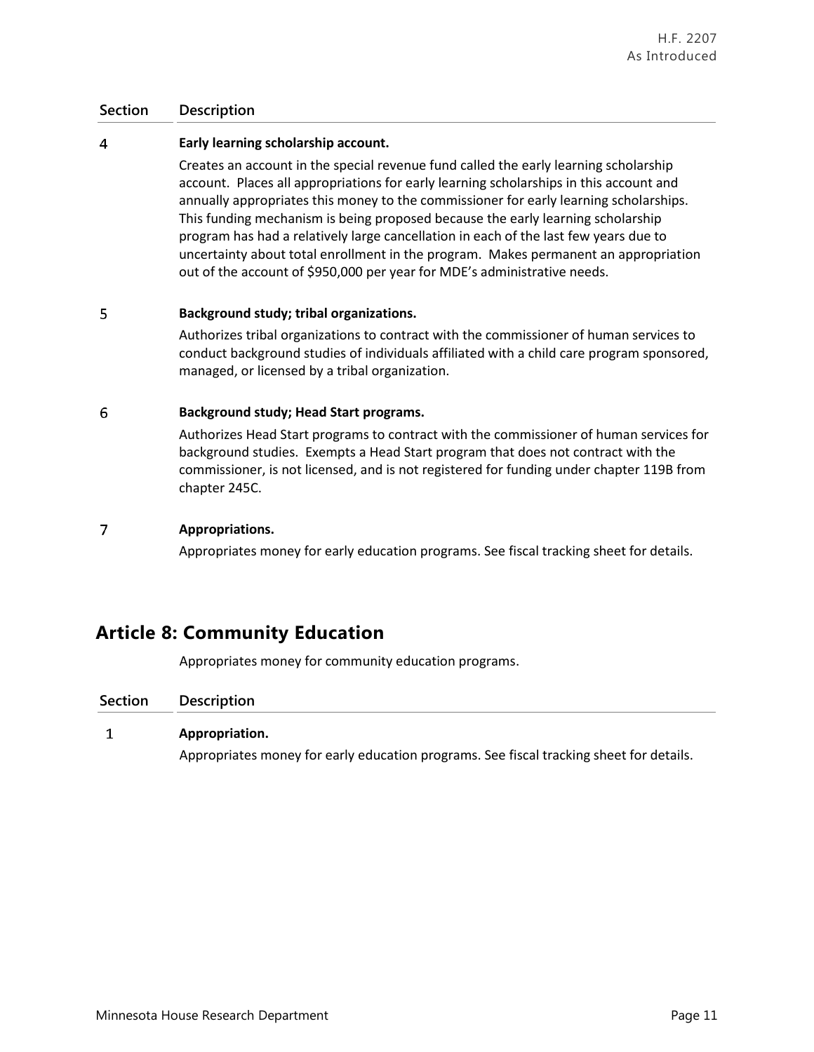| Section | Description |
|---|---|
| 4 | **Early learning scholarship account.** Creates an account in the special revenue fund called the early learning scholarship account. Places all appropriations for early learning scholarships in this account and annually appropriates this money to the commissioner for early learning scholarships. This funding mechanism is being proposed because the early learning scholarship program has had a relatively large cancellation in each of the last few years due to uncertainty about total enrollment in the program. Makes permanent an appropriation out of the account of $950,000 per year for MDE's administrative needs. |
| 5 | **Background study; tribal organizations.** Authorizes tribal organizations to contract with the commissioner of human services to conduct background studies of individuals affiliated with a child care program sponsored, managed, or licensed by a tribal organization. |
| 6 | **Background study; Head Start programs.** Authorizes Head Start programs to contract with the commissioner of human services for background studies. Exempts a Head Start program that does not contract with the commissioner, is not licensed, and is not registered for funding under chapter 119B from chapter 245C. |
| 7 | **Appropriations.** Appropriates money for early education programs. See fiscal tracking sheet for details. |

## Article 8: Community Education

Appropriates money for community education programs.

| Section | Description |
|---|---|
| 1 | **Appropriation.** Appropriates money for early education programs. See fiscal tracking sheet for details. |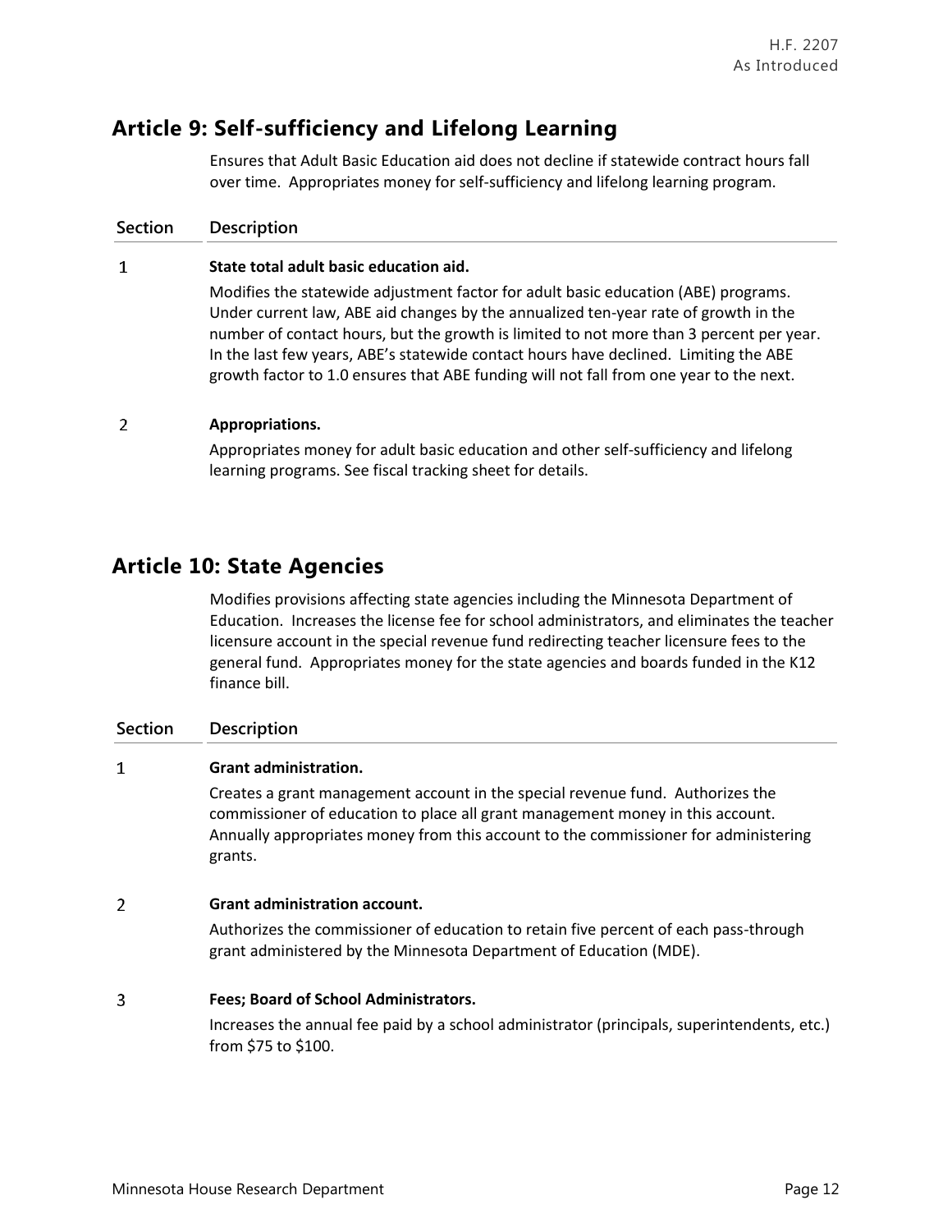## Article 9: Self-sufficiency and Lifelong Learning

Ensures that Adult Basic Education aid does not decline if statewide contract hours fall over time. Appropriates money for self-sufficiency and lifelong learning program.

| Section | Description |
|---|---|
| 1 | **State total adult basic education aid.**<br>Modifies the statewide adjustment factor for adult basic education (ABE) programs. Under current law, ABE aid changes by the annualized ten-year rate of growth in the number of contact hours, but the growth is limited to not more than 3 percent per year. In the last few years, ABE's statewide contact hours have declined. Limiting the ABE growth factor to 1.0 ensures that ABE funding will not fall from one year to the next. |
| 2 | **Appropriations.**<br>Appropriates money for adult basic education and other self-sufficiency and lifelong learning programs. See fiscal tracking sheet for details. |

## Article 10: State Agencies

Modifies provisions affecting state agencies including the Minnesota Department of Education. Increases the license fee for school administrators, and eliminates the teacher licensure account in the special revenue fund redirecting teacher licensure fees to the general fund. Appropriates money for the state agencies and boards funded in the K12 finance bill.

| Section | Description |
|---|---|
| 1 | **Grant administration.**<br>Creates a grant management account in the special revenue fund. Authorizes the commissioner of education to place all grant management money in this account. Annually appropriates money from this account to the commissioner for administering grants. |
| 2 | **Grant administration account.**<br>Authorizes the commissioner of education to retain five percent of each pass-through grant administered by the Minnesota Department of Education (MDE). |
| 3 | **Fees; Board of School Administrators.**<br>Increases the annual fee paid by a school administrator (principals, superintendents, etc.) from $75 to $100. |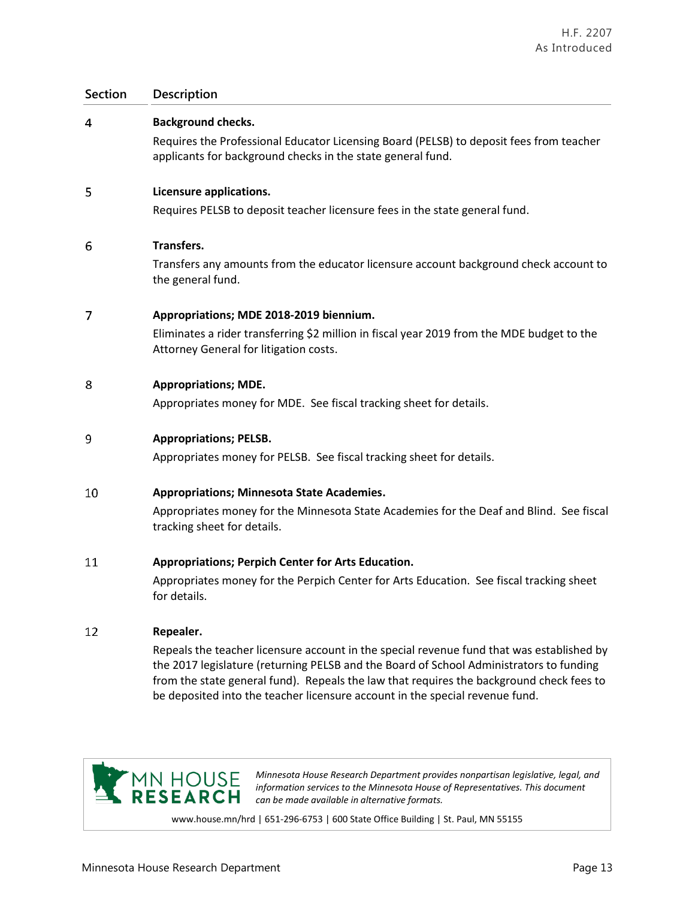| Section | Description |
|---|---|
| 4 | **Background checks.** Requires the Professional Educator Licensing Board (PELSB) to deposit fees from teacher applicants for background checks in the state general fund. |
| 5 | **Licensure applications.** Requires PELSB to deposit teacher licensure fees in the state general fund. |
| 6 | **Transfers.** Transfers any amounts from the educator licensure account background check account to the general fund. |
| 7 | **Appropriations; MDE 2018-2019 biennium.** Eliminates a rider transferring $2 million in fiscal year 2019 from the MDE budget to the Attorney General for litigation costs. |
| 8 | **Appropriations; MDE.** Appropriates money for MDE. See fiscal tracking sheet for details. |
| 9 | **Appropriations; PELSB.** Appropriates money for PELSB. See fiscal tracking sheet for details. |
| 10 | **Appropriations; Minnesota State Academies.** Appropriates money for the Minnesota State Academies for the Deaf and Blind. See fiscal tracking sheet for details. |
| 11 | **Appropriations; Perpich Center for Arts Education.** Appropriates money for the Perpich Center for Arts Education. See fiscal tracking sheet for details. |
| 12 | **Repealer.** Repeals the teacher licensure account in the special revenue fund that was established by the 2017 legislature (returning PELSB and the Board of School Administrators to funding from the state general fund). Repeals the law that requires the background check fees to be deposited into the teacher licensure account in the special revenue fund. |

MN HOUSE RESEARCH

*Minnesota House Research Department provides nonpartisan legislative, legal, and information services to the Minnesota House of Representatives. This document can be made available in alternative formats.*

www.house.mn/hrd | 651-296-6753 | 600 State Office Building | St. Paul, MN 55155